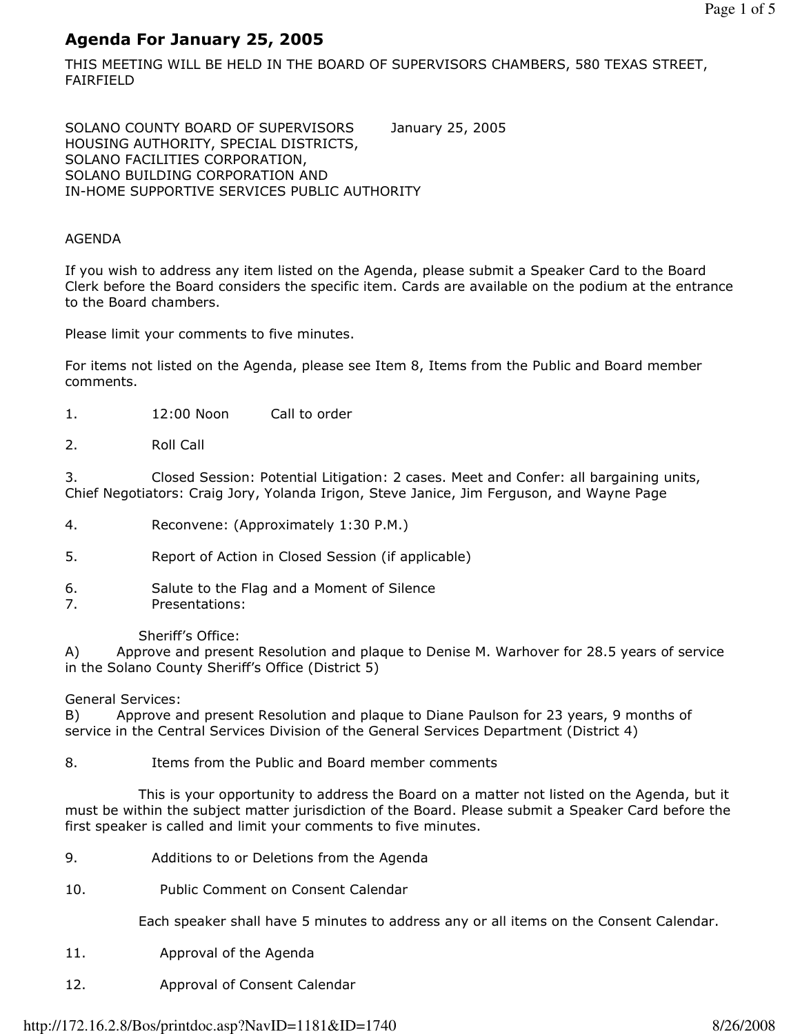# Agenda For January 25, 2005

THIS MEETING WILL BE HELD IN THE BOARD OF SUPERVISORS CHAMBERS, 580 TEXAS STREET, FAIRFIELD

SOLANO COUNTY BOARD OF SUPERVISORS January 25, 2005
HOUSING AUTHORITY, SPECIAL DISTRICTS,
SOLANO FACILITIES CORPORATION,
SOLANO BUILDING CORPORATION AND
IN-HOME SUPPORTIVE SERVICES PUBLIC AUTHORITY

AGENDA

If you wish to address any item listed on the Agenda, please submit a Speaker Card to the Board Clerk before the Board considers the specific item. Cards are available on the podium at the entrance to the Board chambers.

Please limit your comments to five minutes.

For items not listed on the Agenda, please see Item 8, Items from the Public and Board member comments.

1. 12:00 Noon Call to order

2. Roll Call

3. Closed Session: Potential Litigation: 2 cases. Meet and Confer: all bargaining units, Chief Negotiators: Craig Jory, Yolanda Irigon, Steve Janice, Jim Ferguson, and Wayne Page

4. Reconvene: (Approximately 1:30 P.M.)

5. Report of Action in Closed Session (if applicable)

6. Salute to the Flag and a Moment of Silence

7. Presentations:

Sheriff's Office:

A) Approve and present Resolution and plaque to Denise M. Warhover for 28.5 years of service in the Solano County Sheriff's Office (District 5)

General Services:

B) Approve and present Resolution and plaque to Diane Paulson for 23 years, 9 months of service in the Central Services Division of the General Services Department (District 4)

8. Items from the Public and Board member comments

This is your opportunity to address the Board on a matter not listed on the Agenda, but it must be within the subject matter jurisdiction of the Board. Please submit a Speaker Card before the first speaker is called and limit your comments to five minutes.

9. Additions to or Deletions from the Agenda

10. Public Comment on Consent Calendar

Each speaker shall have 5 minutes to address any or all items on the Consent Calendar.

11. Approval of the Agenda

12. Approval of Consent Calendar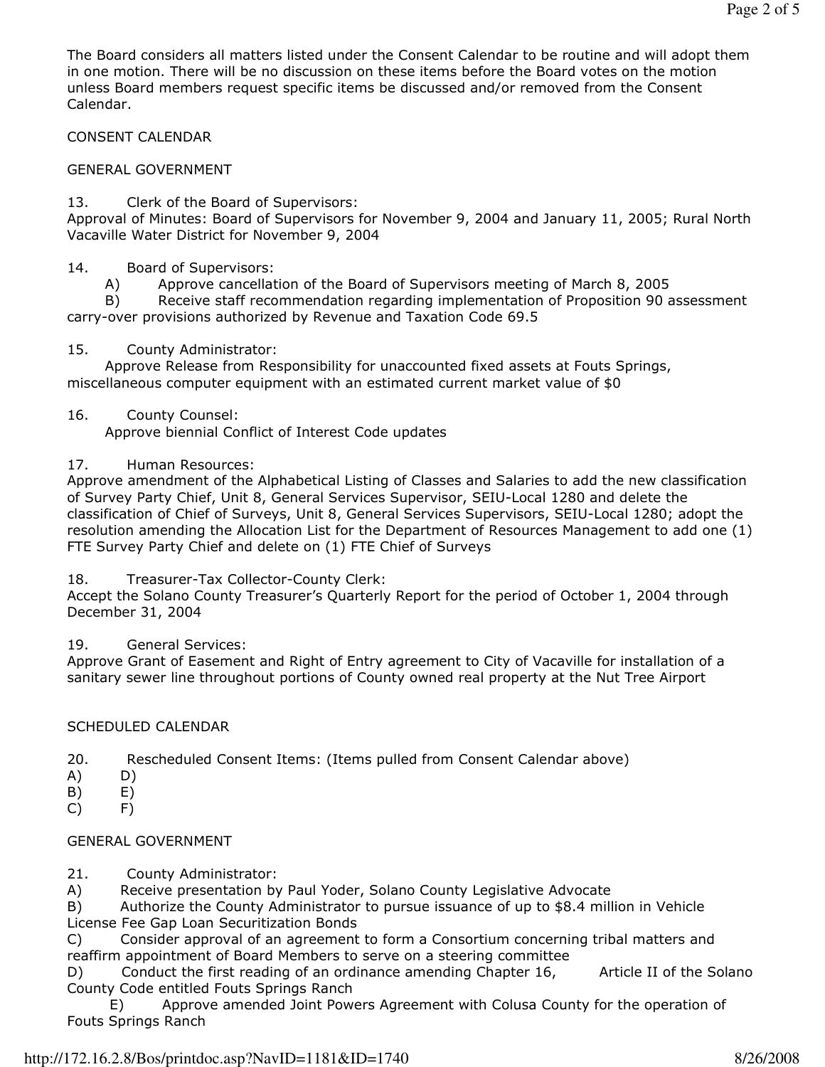The Board considers all matters listed under the Consent Calendar to be routine and will adopt them in one motion. There will be no discussion on these items before the Board votes on the motion unless Board members request specific items be discussed and/or removed from the Consent Calendar.

CONSENT CALENDAR

GENERAL GOVERNMENT

13. Clerk of the Board of Supervisors:
Approval of Minutes: Board of Supervisors for November 9, 2004 and January 11, 2005; Rural North Vacaville Water District for November 9, 2004

14. Board of Supervisors:
A) Approve cancellation of the Board of Supervisors meeting of March 8, 2005
B) Receive staff recommendation regarding implementation of Proposition 90 assessment carry-over provisions authorized by Revenue and Taxation Code 69.5

15. County Administrator:
Approve Release from Responsibility for unaccounted fixed assets at Fouts Springs, miscellaneous computer equipment with an estimated current market value of $0

16. County Counsel:
Approve biennial Conflict of Interest Code updates

17. Human Resources:
Approve amendment of the Alphabetical Listing of Classes and Salaries to add the new classification of Survey Party Chief, Unit 8, General Services Supervisor, SEIU-Local 1280 and delete the classification of Chief of Surveys, Unit 8, General Services Supervisors, SEIU-Local 1280; adopt the resolution amending the Allocation List for the Department of Resources Management to add one (1) FTE Survey Party Chief and delete on (1) FTE Chief of Surveys

18. Treasurer-Tax Collector-County Clerk:
Accept the Solano County Treasurer's Quarterly Report for the period of October 1, 2004 through December 31, 2004

19. General Services:
Approve Grant of Easement and Right of Entry agreement to City of Vacaville for installation of a sanitary sewer line throughout portions of County owned real property at the Nut Tree Airport

SCHEDULED CALENDAR

20. Rescheduled Consent Items: (Items pulled from Consent Calendar above)
A) D)
B) E)
C) F)

GENERAL GOVERNMENT

21. County Administrator:
A) Receive presentation by Paul Yoder, Solano County Legislative Advocate
B) Authorize the County Administrator to pursue issuance of up to $8.4 million in Vehicle License Fee Gap Loan Securitization Bonds
C) Consider approval of an agreement to form a Consortium concerning tribal matters and reaffirm appointment of Board Members to serve on a steering committee
D) Conduct the first reading of an ordinance amending Chapter 16, Article II of the Solano County Code entitled Fouts Springs Ranch
E) Approve amended Joint Powers Agreement with Colusa County for the operation of Fouts Springs Ranch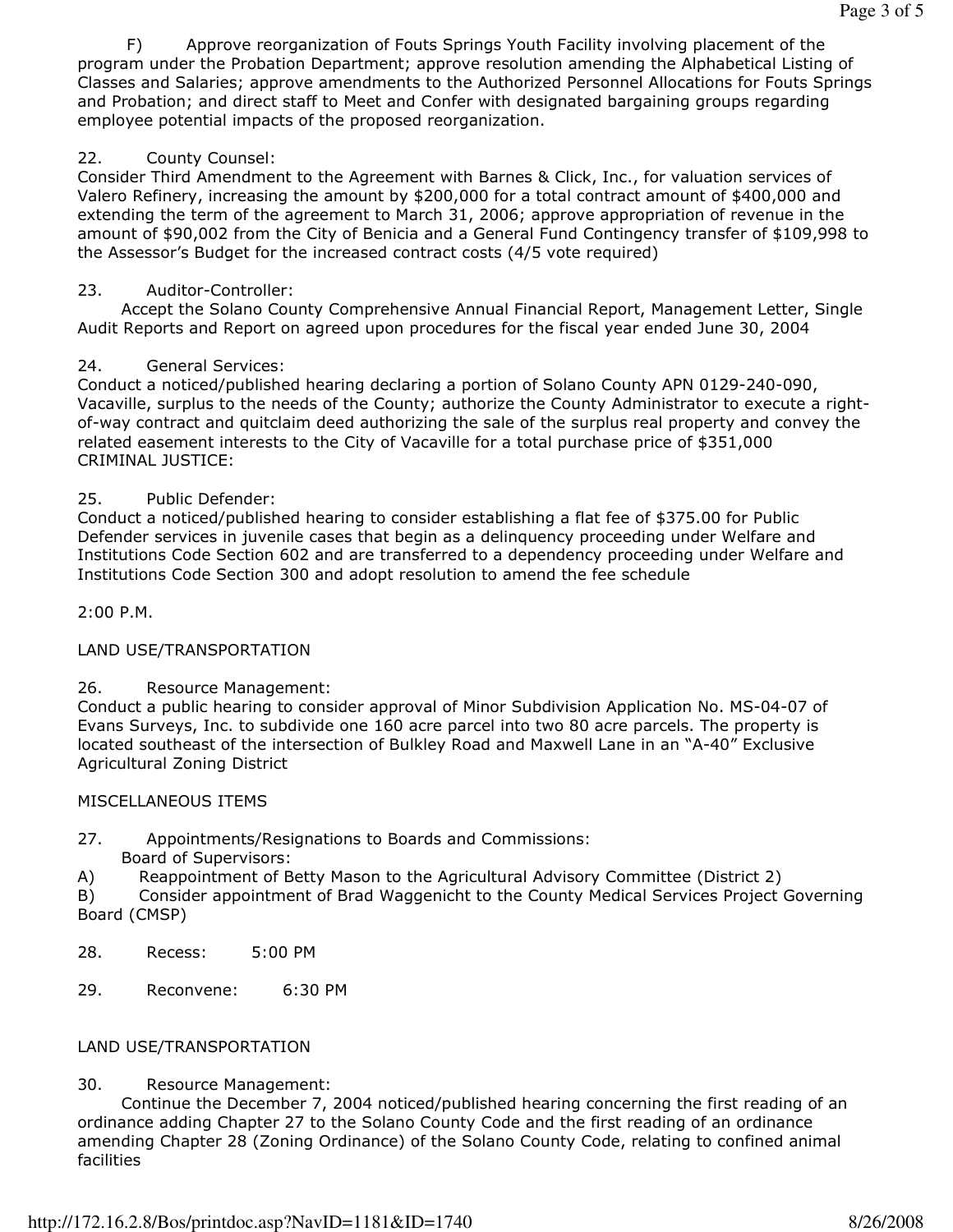F) Approve reorganization of Fouts Springs Youth Facility involving placement of the program under the Probation Department; approve resolution amending the Alphabetical Listing of Classes and Salaries; approve amendments to the Authorized Personnel Allocations for Fouts Springs and Probation; and direct staff to Meet and Confer with designated bargaining groups regarding employee potential impacts of the proposed reorganization.

22. County Counsel:
Consider Third Amendment to the Agreement with Barnes & Click, Inc., for valuation services of Valero Refinery, increasing the amount by $200,000 for a total contract amount of $400,000 and extending the term of the agreement to March 31, 2006; approve appropriation of revenue in the amount of $90,002 from the City of Benicia and a General Fund Contingency transfer of $109,998 to the Assessor's Budget for the increased contract costs (4/5 vote required)

23. Auditor-Controller:
Accept the Solano County Comprehensive Annual Financial Report, Management Letter, Single Audit Reports and Report on agreed upon procedures for the fiscal year ended June 30, 2004

24. General Services:
Conduct a noticed/published hearing declaring a portion of Solano County APN 0129-240-090, Vacaville, surplus to the needs of the County; authorize the County Administrator to execute a right-of-way contract and quitclaim deed authorizing the sale of the surplus real property and convey the related easement interests to the City of Vacaville for a total purchase price of $351,000

CRIMINAL JUSTICE:

25. Public Defender:
Conduct a noticed/published hearing to consider establishing a flat fee of $375.00 for Public Defender services in juvenile cases that begin as a delinquency proceeding under Welfare and Institutions Code Section 602 and are transferred to a dependency proceeding under Welfare and Institutions Code Section 300 and adopt resolution to amend the fee schedule

2:00 P.M.

LAND USE/TRANSPORTATION

26. Resource Management:
Conduct a public hearing to consider approval of Minor Subdivision Application No. MS-04-07 of Evans Surveys, Inc. to subdivide one 160 acre parcel into two 80 acre parcels. The property is located southeast of the intersection of Bulkley Road and Maxwell Lane in an "A-40" Exclusive Agricultural Zoning District

MISCELLANEOUS ITEMS

27. Appointments/Resignations to Boards and Commissions:
Board of Supervisors:
A) Reappointment of Betty Mason to the Agricultural Advisory Committee (District 2)
B) Consider appointment of Brad Waggenicht to the County Medical Services Project Governing Board (CMSP)

28. Recess: 5:00 PM

29. Reconvene: 6:30 PM

LAND USE/TRANSPORTATION

30. Resource Management:
Continue the December 7, 2004 noticed/published hearing concerning the first reading of an ordinance adding Chapter 27 to the Solano County Code and the first reading of an ordinance amending Chapter 28 (Zoning Ordinance) of the Solano County Code, relating to confined animal facilities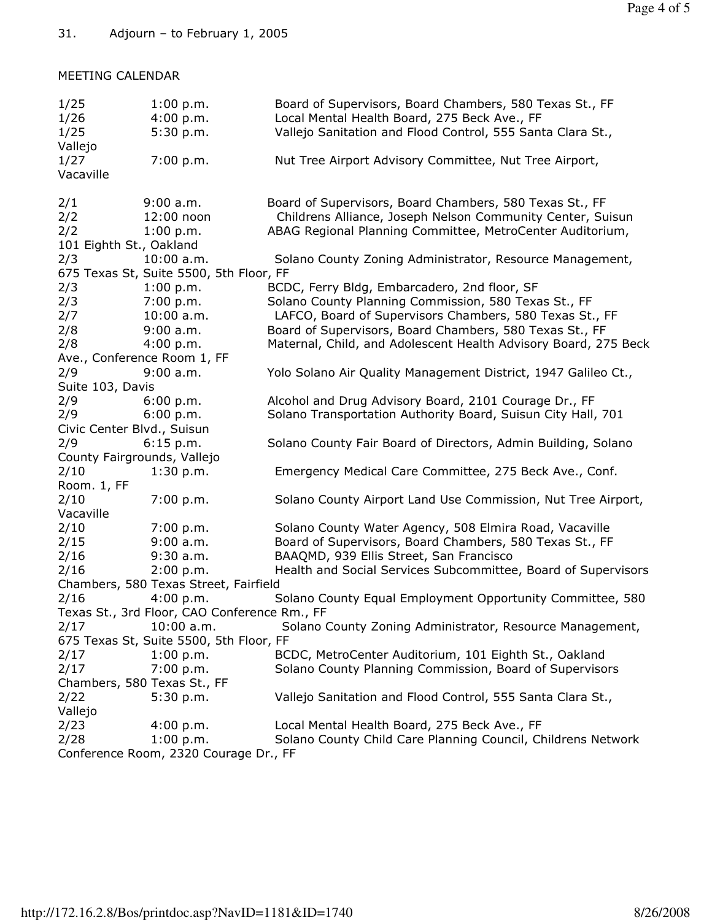31. Adjourn – to February 1, 2005

MEETING CALENDAR

| | | |
|---|---|---|
| 1/25 | 1:00 p.m. | Board of Supervisors, Board Chambers, 580 Texas St., FF |
| 1/26 | 4:00 p.m. | Local Mental Health Board, 275 Beck Ave., FF |
| 1/25 | 5:30 p.m. | Vallejo Sanitation and Flood Control, 555 Santa Clara St., Vallejo |
| 1/27 | 7:00 p.m. | Nut Tree Airport Advisory Committee, Nut Tree Airport, Vacaville |
| 2/1 | 9:00 a.m. | Board of Supervisors, Board Chambers, 580 Texas St., FF |
| 2/2 | 12:00 noon | Childrens Alliance, Joseph Nelson Community Center, Suisun |
| 2/2 | 1:00 p.m. | ABAG Regional Planning Committee, MetroCenter Auditorium, 101 Eighth St., Oakland |
| 2/3 | 10:00 a.m. | Solano County Zoning Administrator, Resource Management, 675 Texas St, Suite 5500, 5th Floor, FF |
| 2/3 | 1:00 p.m. | BCDC, Ferry Bldg, Embarcadero, 2nd floor, SF |
| 2/3 | 7:00 p.m. | Solano County Planning Commission, 580 Texas St., FF |
| 2/7 | 10:00 a.m. | LAFCO, Board of Supervisors Chambers, 580 Texas St., FF |
| 2/8 | 9:00 a.m. | Board of Supervisors, Board Chambers, 580 Texas St., FF |
| 2/8 | 4:00 p.m. | Maternal, Child, and Adolescent Health Advisory Board, 275 Beck Ave., Conference Room 1, FF |
| 2/9 | 9:00 a.m. | Yolo Solano Air Quality Management District, 1947 Galileo Ct., Suite 103, Davis |
| 2/9 | 6:00 p.m. | Alcohol and Drug Advisory Board, 2101 Courage Dr., FF |
| 2/9 | 6:00 p.m. | Solano Transportation Authority Board, Suisun City Hall, 701 Civic Center Blvd., Suisun |
| 2/9 | 6:15 p.m. | Solano County Fair Board of Directors, Admin Building, Solano County Fairgrounds, Vallejo |
| 2/10 | 1:30 p.m. | Emergency Medical Care Committee, 275 Beck Ave., Conf. Room. 1, FF |
| 2/10 | 7:00 p.m. | Solano County Airport Land Use Commission, Nut Tree Airport, Vacaville |
| 2/10 | 7:00 p.m. | Solano County Water Agency, 508 Elmira Road, Vacaville |
| 2/15 | 9:00 a.m. | Board of Supervisors, Board Chambers, 580 Texas St., FF |
| 2/16 | 9:30 a.m. | BAAQMD, 939 Ellis Street, San Francisco |
| 2/16 | 2:00 p.m. | Health and Social Services Subcommittee, Board of Supervisors Chambers, 580 Texas Street, Fairfield |
| 2/16 | 4:00 p.m. | Solano County Equal Employment Opportunity Committee, 580 Texas St., 3rd Floor, CAO Conference Rm., FF |
| 2/17 | 10:00 a.m. | Solano County Zoning Administrator, Resource Management, 675 Texas St, Suite 5500, 5th Floor, FF |
| 2/17 | 1:00 p.m. | BCDC, MetroCenter Auditorium, 101 Eighth St., Oakland |
| 2/17 | 7:00 p.m. | Solano County Planning Commission, Board of Supervisors Chambers, 580 Texas St., FF |
| 2/22 | 5:30 p.m. | Vallejo Sanitation and Flood Control, 555 Santa Clara St., Vallejo |
| 2/23 | 4:00 p.m. | Local Mental Health Board, 275 Beck Ave., FF |
| 2/28 | 1:00 p.m. | Solano County Child Care Planning Council, Childrens Network Conference Room, 2320 Courage Dr., FF |